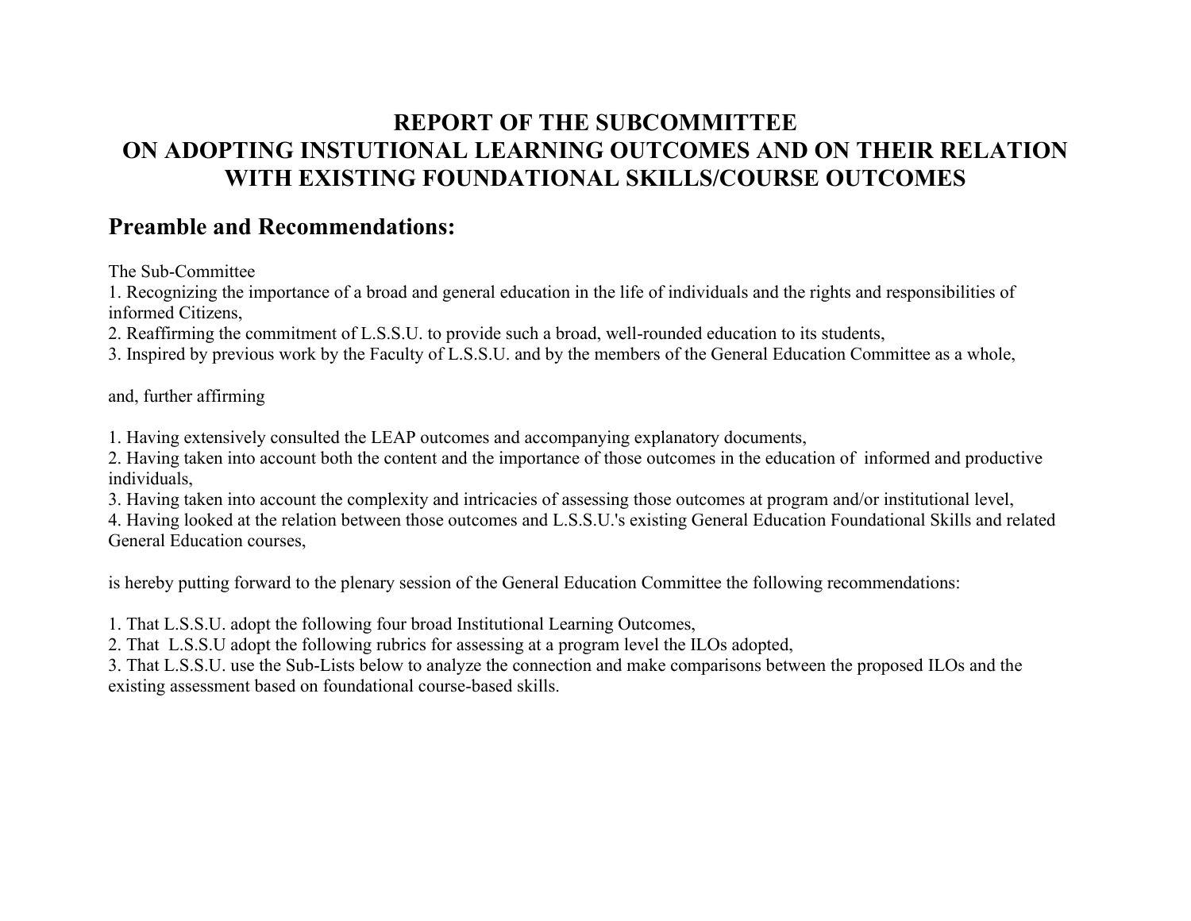# REPORT OF THE SUBCOMMITTEE ON ADOPTING INSTUTIONAL LEARNING OUTCOMES AND ON THEIR RELATION WITH EXISTING FOUNDATIONAL SKILLS/COURSE OUTCOMES

## Preamble and Recommendations:

The Sub-Committee

1. Recognizing the importance of a broad and general education in the life of individuals and the rights and responsibilities of informed Citizens,
2. Reaffirming the commitment of L.S.S.U. to provide such a broad, well-rounded education to its students,
3. Inspired by previous work by the Faculty of L.S.S.U. and by the members of the General Education Committee as a whole,

and, further affirming

1. Having extensively consulted the LEAP outcomes and accompanying explanatory documents,
2. Having taken into account both the content and the importance of those outcomes in the education of informed and productive individuals,
3. Having taken into account the complexity and intricacies of assessing those outcomes at program and/or institutional level,
4. Having looked at the relation between those outcomes and L.S.S.U.'s existing General Education Foundational Skills and related General Education courses,

is hereby putting forward to the plenary session of the General Education Committee the following recommendations:

1. That L.S.S.U. adopt the following four broad Institutional Learning Outcomes,
2. That L.S.S.U adopt the following rubrics for assessing at a program level the ILOs adopted,
3. That L.S.S.U. use the Sub-Lists below to analyze the connection and make comparisons between the proposed ILOs and the existing assessment based on foundational course-based skills.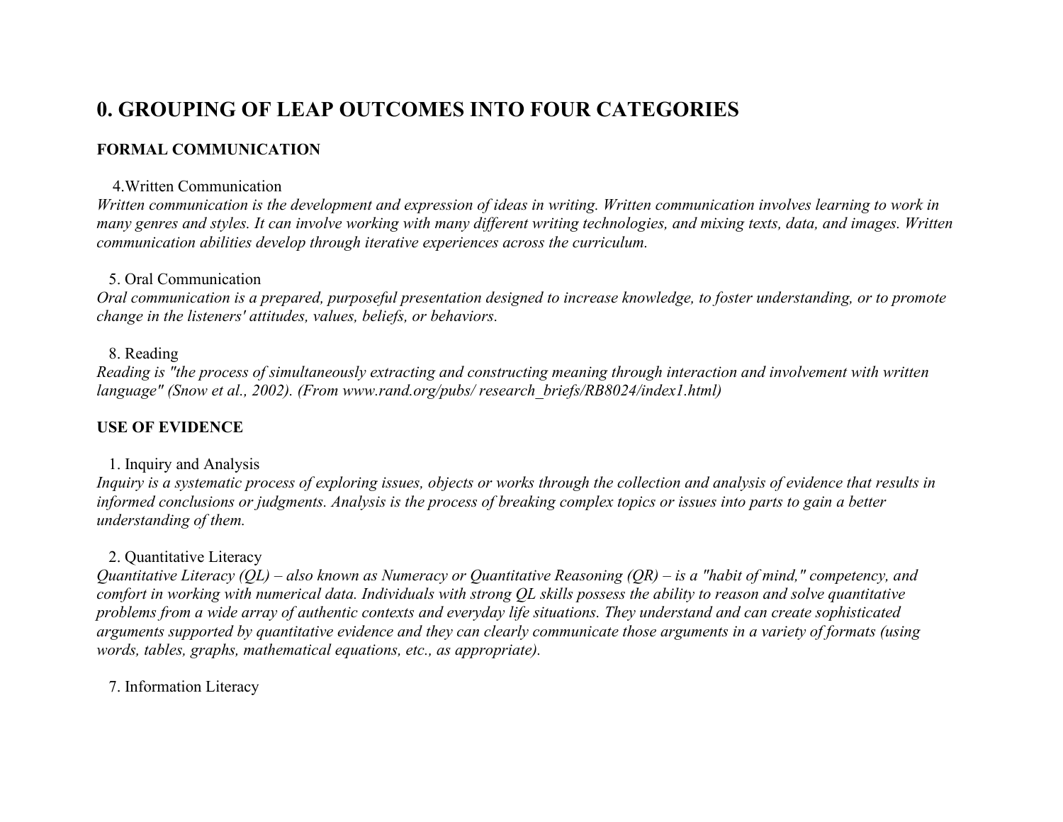# 0. GROUPING OF LEAP OUTCOMES INTO FOUR CATEGORIES

## FORMAL COMMUNICATION

4. Written Communication

*Written communication is the development and expression of ideas in writing. Written communication involves learning to work in many genres and styles. It can involve working with many different writing technologies, and mixing texts, data, and images. Written communication abilities develop through iterative experiences across the curriculum.*

5. Oral Communication

*Oral communication is a prepared, purposeful presentation designed to increase knowledge, to foster understanding, or to promote change in the listeners' attitudes, values, beliefs, or behaviors.*

8. Reading

*Reading is "the process of simultaneously extracting and constructing meaning through interaction and involvement with written language" (Snow et al., 2002). (From www.rand.org/pubs/ research_briefs/RB8024/index1.html)*

## USE OF EVIDENCE

1. Inquiry and Analysis

*Inquiry is a systematic process of exploring issues, objects or works through the collection and analysis of evidence that results in informed conclusions or judgments. Analysis is the process of breaking complex topics or issues into parts to gain a better understanding of them.*

2. Quantitative Literacy

*Quantitative Literacy (QL) – also known as Numeracy or Quantitative Reasoning (QR) – is a "habit of mind," competency, and comfort in working with numerical data. Individuals with strong QL skills possess the ability to reason and solve quantitative problems from a wide array of authentic contexts and everyday life situations. They understand and can create sophisticated arguments supported by quantitative evidence and they can clearly communicate those arguments in a variety of formats (using words, tables, graphs, mathematical equations, etc., as appropriate).*

7. Information Literacy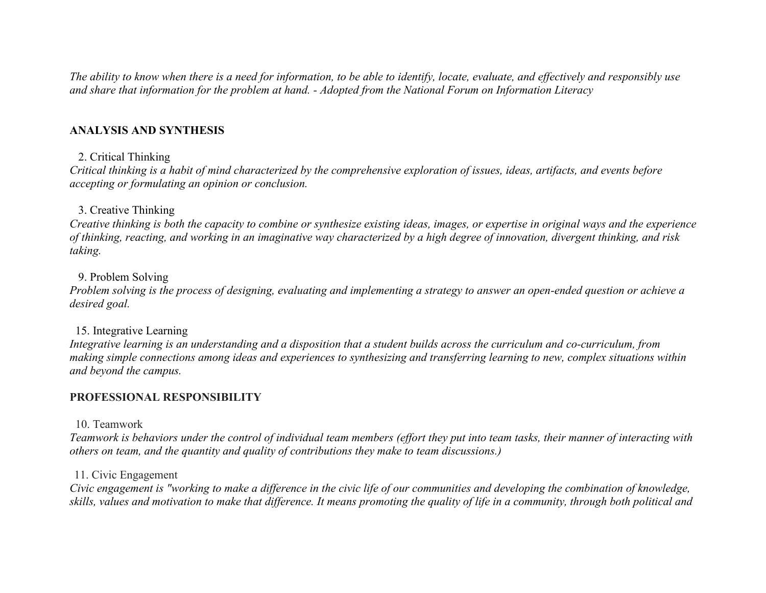*The ability to know when there is a need for information, to be able to identify, locate, evaluate, and effectively and responsibly use and share that information for the problem at hand. - Adopted from the National Forum on Information Literacy*

**ANALYSIS AND SYNTHESIS**

2. Critical Thinking

*Critical thinking is a habit of mind characterized by the comprehensive exploration of issues, ideas, artifacts, and events before accepting or formulating an opinion or conclusion.*

3. Creative Thinking

*Creative thinking is both the capacity to combine or synthesize existing ideas, images, or expertise in original ways and the experience of thinking, reacting, and working in an imaginative way characterized by a high degree of innovation, divergent thinking, and risk taking.*

9. Problem Solving

*Problem solving is the process of designing, evaluating and implementing a strategy to answer an open-ended question or achieve a desired goal.*

15. Integrative Learning

*Integrative learning is an understanding and a disposition that a student builds across the curriculum and co-curriculum, from making simple connections among ideas and experiences to synthesizing and transferring learning to new, complex situations within and beyond the campus.*

**PROFESSIONAL RESPONSIBILITY**

10. Teamwork

*Teamwork is behaviors under the control of individual team members (effort they put into team tasks, their manner of interacting with others on team, and the quantity and quality of contributions they make to team discussions.)*

11. Civic Engagement

*Civic engagement is "working to make a difference in the civic life of our communities and developing the combination of knowledge, skills, values and motivation to make that difference. It means promoting the quality of life in a community, through both political and*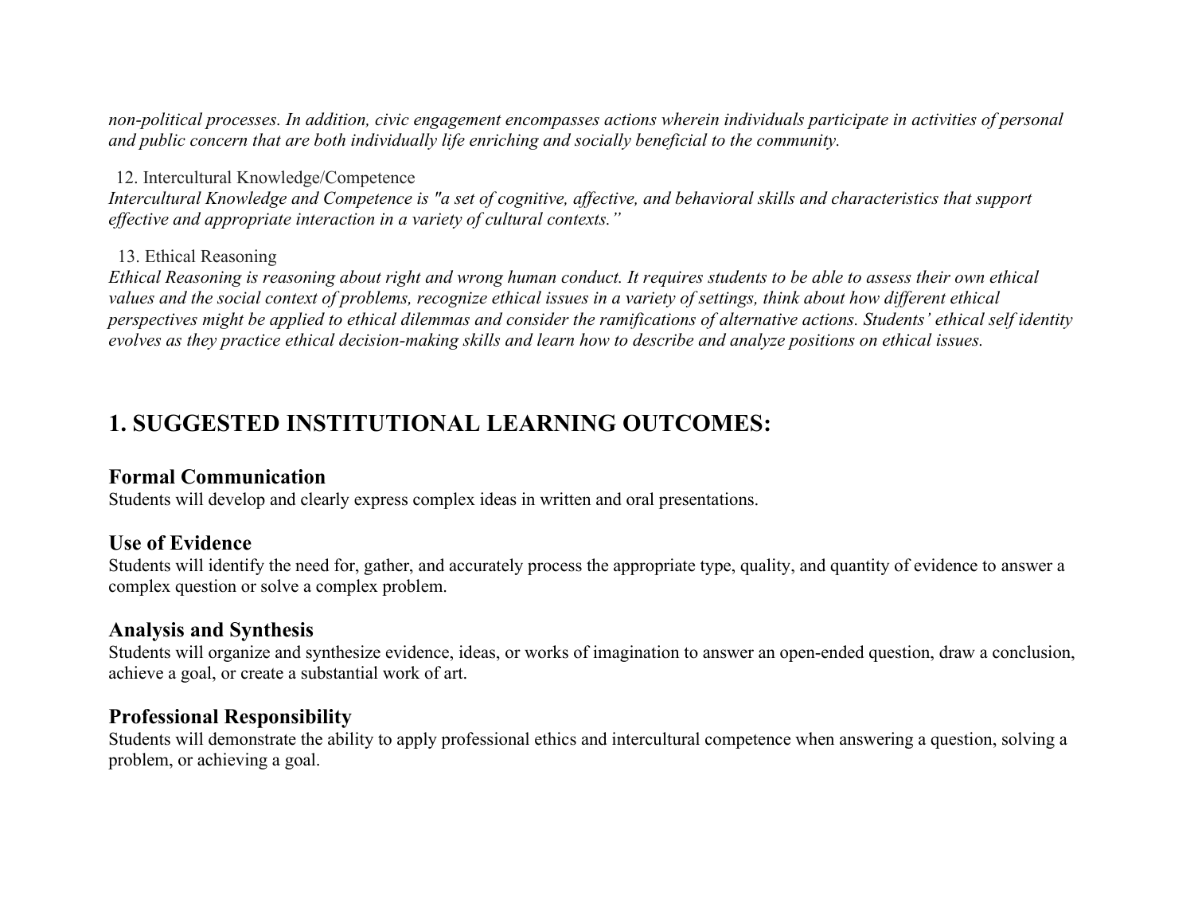*non-political processes. In addition, civic engagement encompasses actions wherein individuals participate in activities of personal and public concern that are both individually life enriching and socially beneficial to the community.*

12. Intercultural Knowledge/Competence

*Intercultural Knowledge and Competence is "a set of cognitive, affective, and behavioral skills and characteristics that support effective and appropriate interaction in a variety of cultural contexts."*

13. Ethical Reasoning

*Ethical Reasoning is reasoning about right and wrong human conduct. It requires students to be able to assess their own ethical values and the social context of problems, recognize ethical issues in a variety of settings, think about how different ethical perspectives might be applied to ethical dilemmas and consider the ramifications of alternative actions. Students' ethical self identity evolves as they practice ethical decision-making skills and learn how to describe and analyze positions on ethical issues.*

# 1. SUGGESTED INSTITUTIONAL LEARNING OUTCOMES:

### Formal Communication

Students will develop and clearly express complex ideas in written and oral presentations.

### Use of Evidence

Students will identify the need for, gather, and accurately process the appropriate type, quality, and quantity of evidence to answer a complex question or solve a complex problem.

### Analysis and Synthesis

Students will organize and synthesize evidence, ideas, or works of imagination to answer an open-ended question, draw a conclusion, achieve a goal, or create a substantial work of art.

### Professional Responsibility

Students will demonstrate the ability to apply professional ethics and intercultural competence when answering a question, solving a problem, or achieving a goal.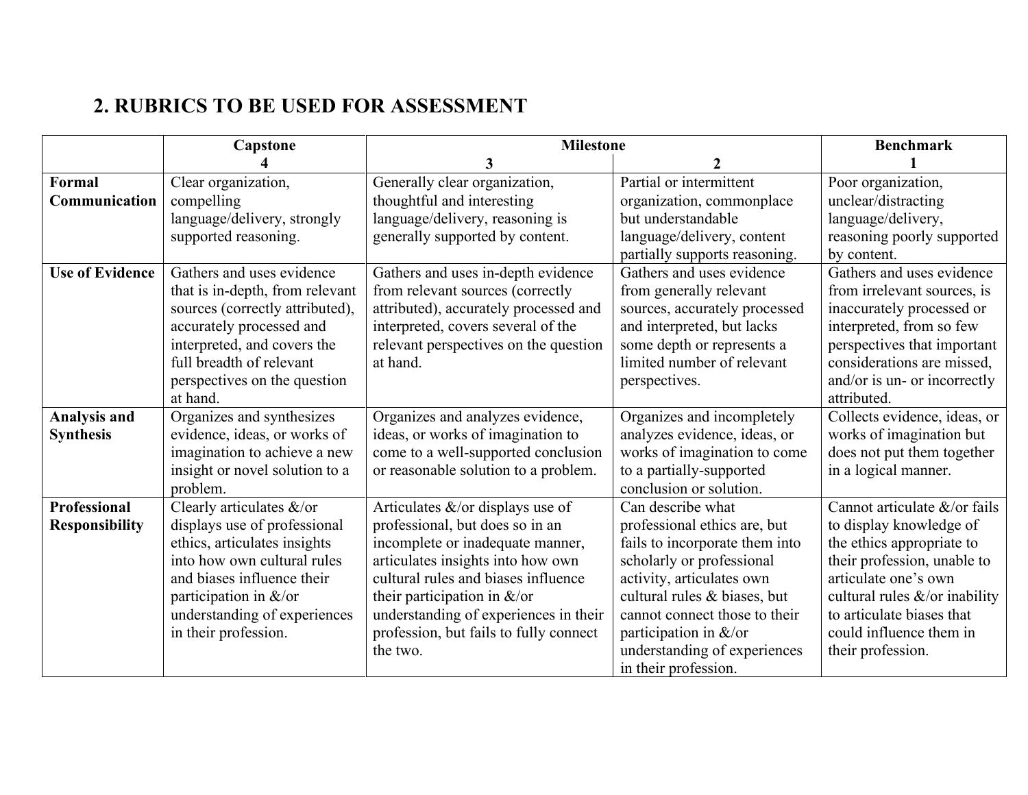## 2. RUBRICS TO BE USED FOR ASSESSMENT

| | Capstone | Milestone | | Benchmark |
|---|---|---|---|---|
| | 4 | 3 | 2 | 1 |
| **Formal Communication** | Clear organization, compelling language/delivery, strongly supported reasoning. | Generally clear organization, thoughtful and interesting language/delivery, reasoning is generally supported by content. | Partial or intermittent organization, commonplace but understandable language/delivery, content partially supports reasoning. | Poor organization, unclear/distracting language/delivery, reasoning poorly supported by content. |
| **Use of Evidence** | Gathers and uses evidence that is in-depth, from relevant sources (correctly attributed), accurately processed and interpreted, and covers the full breadth of relevant perspectives on the question at hand. | Gathers and uses in-depth evidence from relevant sources (correctly attributed), accurately processed and interpreted, covers several of the relevant perspectives on the question at hand. | Gathers and uses evidence from generally relevant sources, accurately processed and interpreted, but lacks some depth or represents a limited number of relevant perspectives. | Gathers and uses evidence from irrelevant sources, is inaccurately processed or interpreted, from so few perspectives that important considerations are missed, and/or is un- or incorrectly attributed. |
| **Analysis and Synthesis** | Organizes and synthesizes evidence, ideas, or works of imagination to achieve a new insight or novel solution to a problem. | Organizes and analyzes evidence, ideas, or works of imagination to come to a well-supported conclusion or reasonable solution to a problem. | Organizes and incompletely analyzes evidence, ideas, or works of imagination to come to a partially-supported conclusion or solution. | Collects evidence, ideas, or works of imagination but does not put them together in a logical manner. |
| **Professional Responsibility** | Clearly articulates &/or displays use of professional ethics, articulates insights into how own cultural rules and biases influence their participation in &/or understanding of experiences in their profession. | Articulates &/or displays use of professional, but does so in an incomplete or inadequate manner, articulates insights into how own cultural rules and biases influence their participation in &/or understanding of experiences in their profession, but fails to fully connect the two. | Can describe what professional ethics are, but fails to incorporate them into scholarly or professional activity, articulates own cultural rules & biases, but cannot connect those to their participation in &/or understanding of experiences in their profession. | Cannot articulate &/or fails to display knowledge of the ethics appropriate to their profession, unable to articulate one's own cultural rules &/or inability to articulate biases that could influence them in their profession. |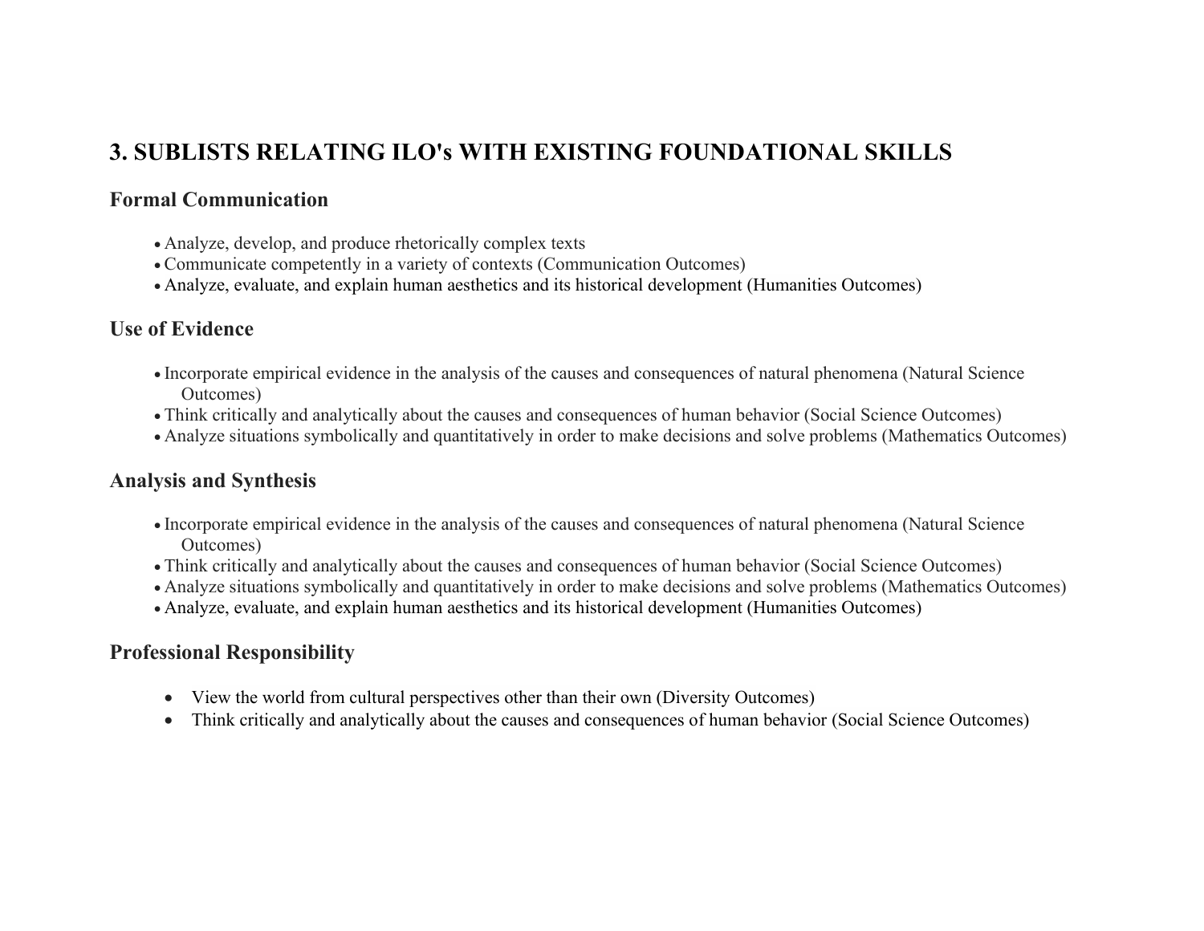## 3. SUBLISTS RELATING ILO's WITH EXISTING FOUNDATIONAL SKILLS

### Formal Communication

- Analyze, develop, and produce rhetorically complex texts
- Communicate competently in a variety of contexts (Communication Outcomes)
- Analyze, evaluate, and explain human aesthetics and its historical development (Humanities Outcomes)

### Use of Evidence

- Incorporate empirical evidence in the analysis of the causes and consequences of natural phenomena (Natural Science Outcomes)
- Think critically and analytically about the causes and consequences of human behavior (Social Science Outcomes)
- Analyze situations symbolically and quantitatively in order to make decisions and solve problems (Mathematics Outcomes)

### Analysis and Synthesis

- Incorporate empirical evidence in the analysis of the causes and consequences of natural phenomena (Natural Science Outcomes)
- Think critically and analytically about the causes and consequences of human behavior (Social Science Outcomes)
- Analyze situations symbolically and quantitatively in order to make decisions and solve problems (Mathematics Outcomes)
- Analyze, evaluate, and explain human aesthetics and its historical development (Humanities Outcomes)

### Professional Responsibility

- View the world from cultural perspectives other than their own (Diversity Outcomes)
- Think critically and analytically about the causes and consequences of human behavior (Social Science Outcomes)